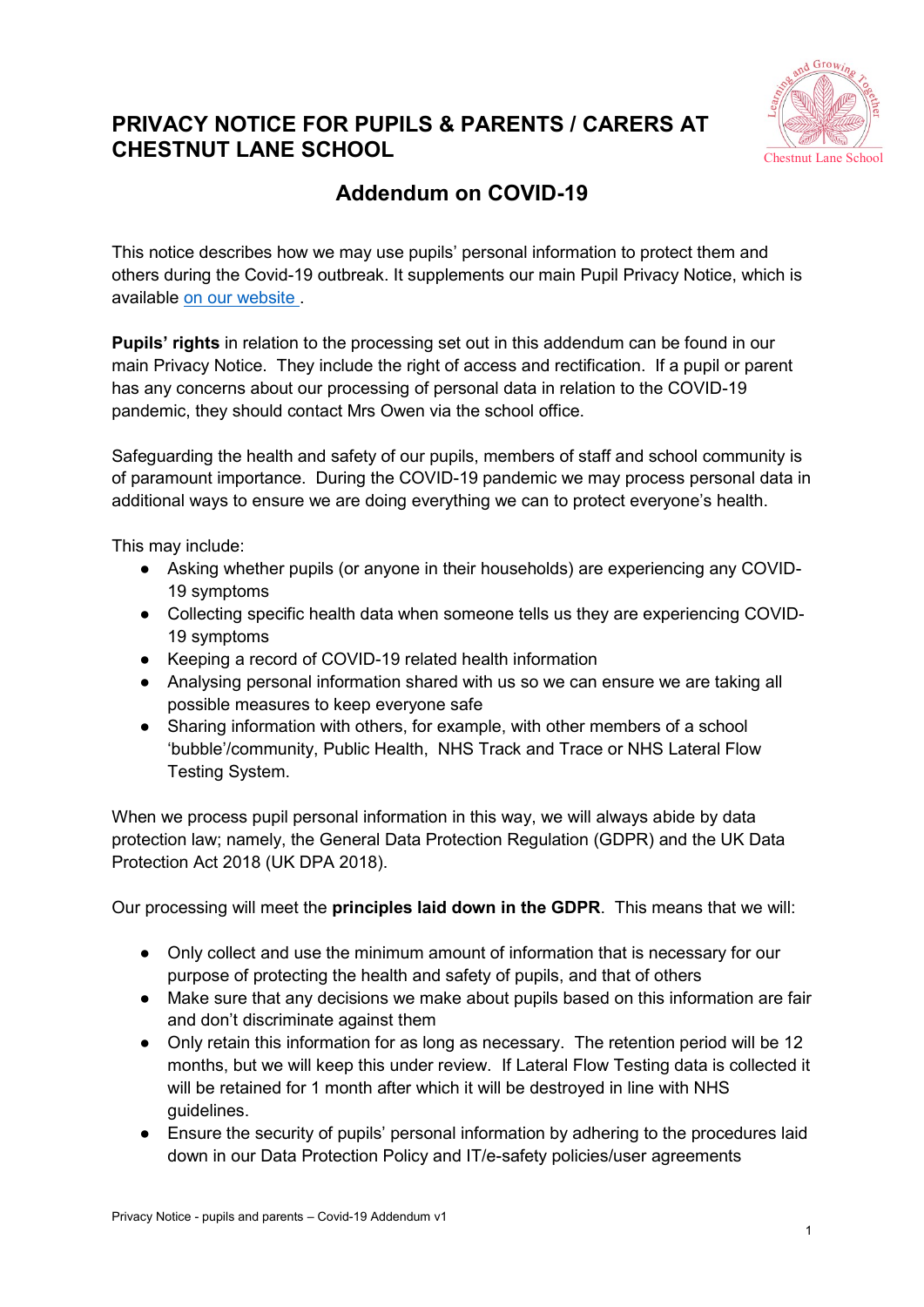# PRIVACY NOTICE FOR PUPILS & PARENTS / CARERS AT CHESTNUT LANE SCHOOL

## Addendum on COVID-19

This notice describes how we may use pupils' personal information to protect them and others during the Covid-19 outbreak. It supplements our main Pupil Privacy Notice, which is available on our website .

**Pupils' rights** in relation to the processing set out in this addendum can be found in our main Privacy Notice. They include the right of access and rectification. If a pupil or parent has any concerns about our processing of personal data in relation to the COVID-19 pandemic, they should contact Mrs Owen via the school office.

Safeguarding the health and safety of our pupils, members of staff and school community is of paramount importance. During the COVID-19 pandemic we may process personal data in additional ways to ensure we are doing everything we can to protect everyone's health.

This may include:

- Asking whether pupils (or anyone in their households) are experiencing any COVID-19 symptoms
- Collecting specific health data when someone tells us they are experiencing COVID-19 symptoms
- Keeping a record of COVID-19 related health information
- Analysing personal information shared with us so we can ensure we are taking all possible measures to keep everyone safe
- Sharing information with others, for example, with other members of a school 'bubble'/community, Public Health, NHS Track and Trace or NHS Lateral Flow Testing System.

When we process pupil personal information in this way, we will always abide by data protection law; namely, the General Data Protection Regulation (GDPR) and the UK Data Protection Act 2018 (UK DPA 2018).

Our processing will meet the **principles laid down in the GDPR**. This means that we will:

- Only collect and use the minimum amount of information that is necessary for our purpose of protecting the health and safety of pupils, and that of others
- Make sure that any decisions we make about pupils based on this information are fair and don't discriminate against them
- Only retain this information for as long as necessary. The retention period will be 12 months, but we will keep this under review. If Lateral Flow Testing data is collected it will be retained for 1 month after which it will be destroyed in line with NHS guidelines.
- Ensure the security of pupils' personal information by adhering to the procedures laid down in our Data Protection Policy and IT/e-safety policies/user agreements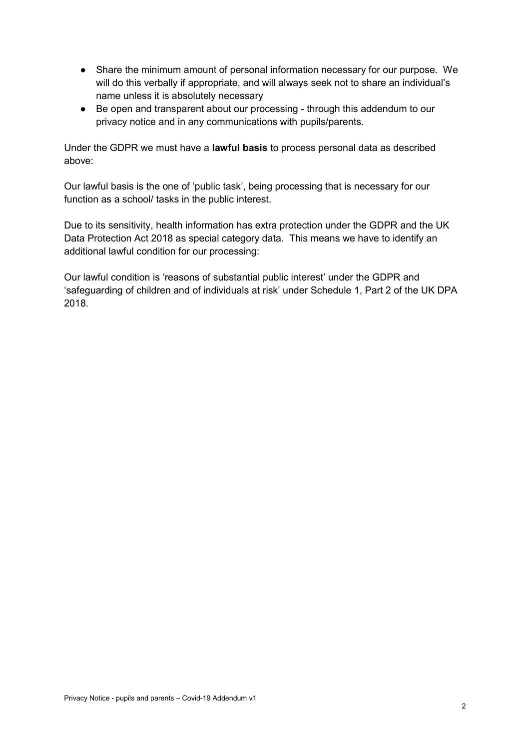- Share the minimum amount of personal information necessary for our purpose. We will do this verbally if appropriate, and will always seek not to share an individual's name unless it is absolutely necessary
- Be open and transparent about our processing - through this addendum to our privacy notice and in any communications with pupils/parents.

Under the GDPR we must have a **lawful basis** to process personal data as described above:

Our lawful basis is the one of 'public task', being processing that is necessary for our function as a school/ tasks in the public interest.

Due to its sensitivity, health information has extra protection under the GDPR and the UK Data Protection Act 2018 as special category data. This means we have to identify an additional lawful condition for our processing:

Our lawful condition is 'reasons of substantial public interest' under the GDPR and 'safeguarding of children and of individuals at risk' under Schedule 1, Part 2 of the UK DPA 2018.